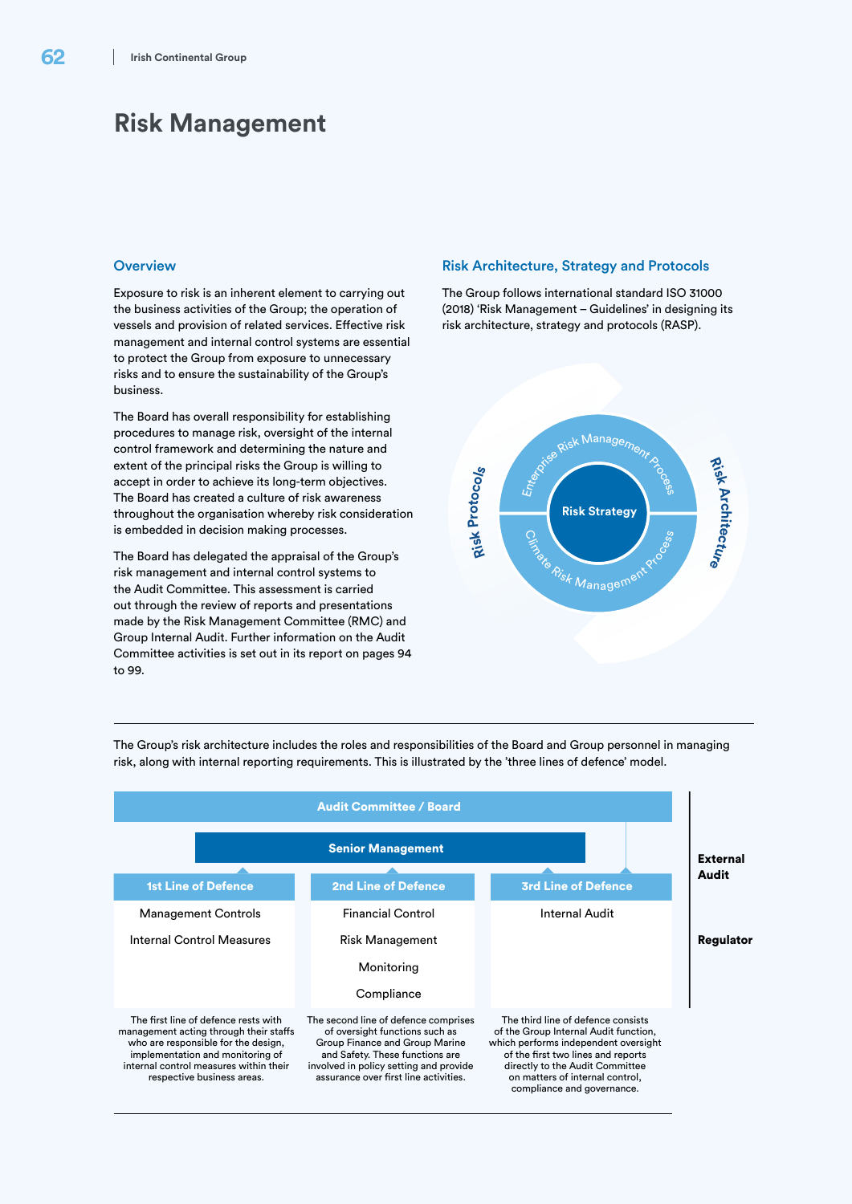# Risk Management

## Overview

Exposure to risk is an inherent element to carrying out the business activities of the Group; the operation of vessels and provision of related services. Effective risk management and internal control systems are essential to protect the Group from exposure to unnecessary risks and to ensure the sustainability of the Group's business.

The Board has overall responsibility for establishing procedures to manage risk, oversight of the internal control framework and determining the nature and extent of the principal risks the Group is willing to accept in order to achieve its long-term objectives. The Board has created a culture of risk awareness throughout the organisation whereby risk consideration is embedded in decision making processes.

The Board has delegated the appraisal of the Group's risk management and internal control systems to the Audit Committee. This assessment is carried out through the review of reports and presentations made by the Risk Management Committee (RMC) and Group Internal Audit. Further information on the Audit Committee activities is set out in its report on pages 94 to 99.

## Risk Architecture, Strategy and Protocols

The Group follows international standard ISO 31000 (2018) 'Risk Management – Guidelines' in designing its risk architecture, strategy and protocols (RASP).

Risk Protocols | Enterprise Risk Management Process | Risk Strategy | Climate Risk Management Process | Risk Architecture

The Group's risk architecture includes the roles and responsibilities of the Board and Group personnel in managing risk, along with internal reporting requirements. This is illustrated by the 'three lines of defence' model.

**Audit Committee / Board**

**Senior Management**

| 1st Line of Defence | 2nd Line of Defence | 3rd Line of Defence |
|---|---|---|
| Management Controls | Financial Control | Internal Audit |
| Internal Control Measures | Risk Management | |
| | Monitoring | |
| | Compliance | |
| The first line of defence rests with management acting through their staffs who are responsible for the design, implementation and monitoring of internal control measures within their respective business areas. | The second line of defence comprises of oversight functions such as Group Finance and Group Marine and Safety. These functions are involved in policy setting and provide assurance over first line activities. | The third line of defence consists of the Group Internal Audit function, which performs independent oversight of the first two lines and reports directly to the Audit Committee on matters of internal control, compliance and governance. |

**External Audit**

**Regulator**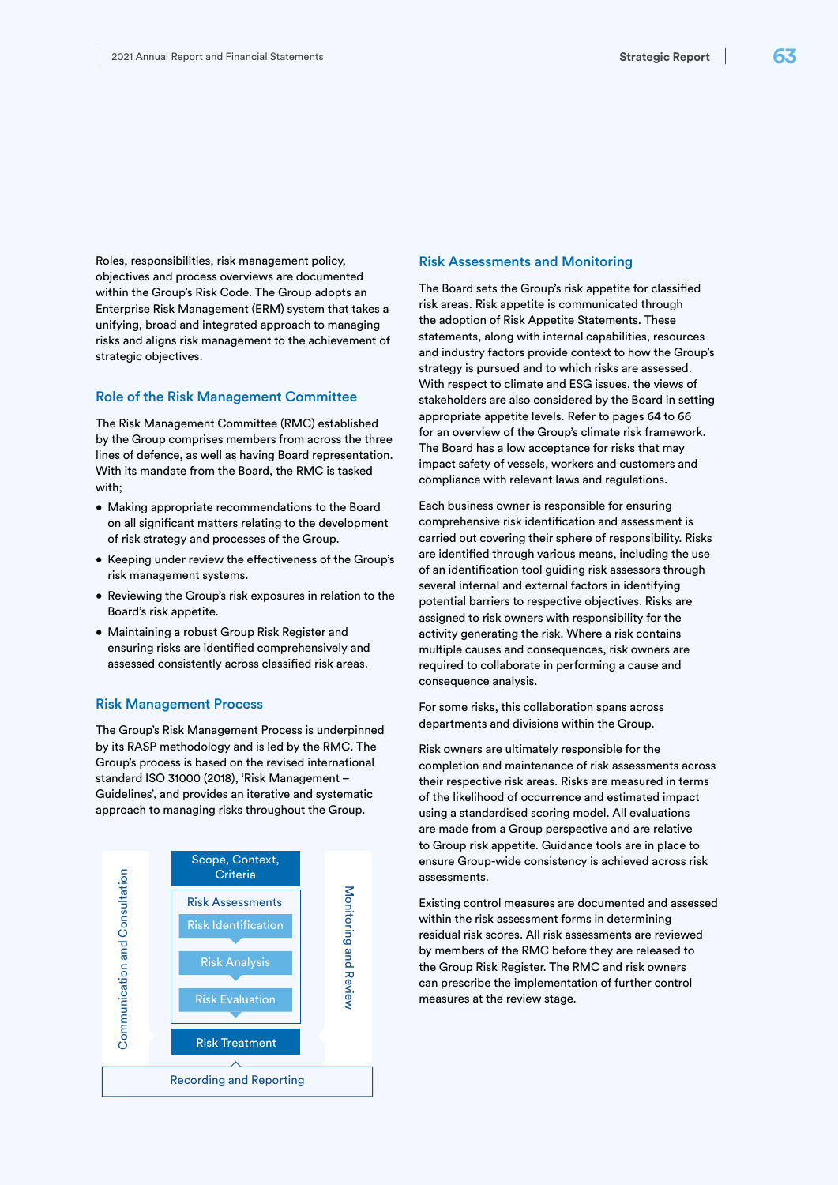Roles, responsibilities, risk management policy, objectives and process overviews are documented within the Group's Risk Code. The Group adopts an Enterprise Risk Management (ERM) system that takes a unifying, broad and integrated approach to managing risks and aligns risk management to the achievement of strategic objectives.

## Role of the Risk Management Committee

The Risk Management Committee (RMC) established by the Group comprises members from across the three lines of defence, as well as having Board representation. With its mandate from the Board, the RMC is tasked with;

- Making appropriate recommendations to the Board on all significant matters relating to the development of risk strategy and processes of the Group.
- Keeping under review the effectiveness of the Group's risk management systems.
- Reviewing the Group's risk exposures in relation to the Board's risk appetite.
- Maintaining a robust Group Risk Register and ensuring risks are identified comprehensively and assessed consistently across classified risk areas.

## Risk Management Process

The Group's Risk Management Process is underpinned by its RASP methodology and is led by the RMC. The Group's process is based on the revised international standard ISO 31000 (2018), 'Risk Management – Guidelines', and provides an iterative and systematic approach to managing risks throughout the Group.

Communication and Consultation

Scope, Context, Criteria

Risk Assessments
- Risk Identification
- Risk Analysis
- Risk Evaluation

Risk Treatment

Monitoring and Review

Recording and Reporting

## Risk Assessments and Monitoring

The Board sets the Group's risk appetite for classified risk areas. Risk appetite is communicated through the adoption of Risk Appetite Statements. These statements, along with internal capabilities, resources and industry factors provide context to how the Group's strategy is pursued and to which risks are assessed. With respect to climate and ESG issues, the views of stakeholders are also considered by the Board in setting appropriate appetite levels. Refer to pages 64 to 66 for an overview of the Group's climate risk framework. The Board has a low acceptance for risks that may impact safety of vessels, workers and customers and compliance with relevant laws and regulations.

Each business owner is responsible for ensuring comprehensive risk identification and assessment is carried out covering their sphere of responsibility. Risks are identified through various means, including the use of an identification tool guiding risk assessors through several internal and external factors in identifying potential barriers to respective objectives. Risks are assigned to risk owners with responsibility for the activity generating the risk. Where a risk contains multiple causes and consequences, risk owners are required to collaborate in performing a cause and consequence analysis.

For some risks, this collaboration spans across departments and divisions within the Group.

Risk owners are ultimately responsible for the completion and maintenance of risk assessments across their respective risk areas. Risks are measured in terms of the likelihood of occurrence and estimated impact using a standardised scoring model. All evaluations are made from a Group perspective and are relative to Group risk appetite. Guidance tools are in place to ensure Group-wide consistency is achieved across risk assessments.

Existing control measures are documented and assessed within the risk assessment forms in determining residual risk scores. All risk assessments are reviewed by members of the RMC before they are released to the Group Risk Register. The RMC and risk owners can prescribe the implementation of further control measures at the review stage.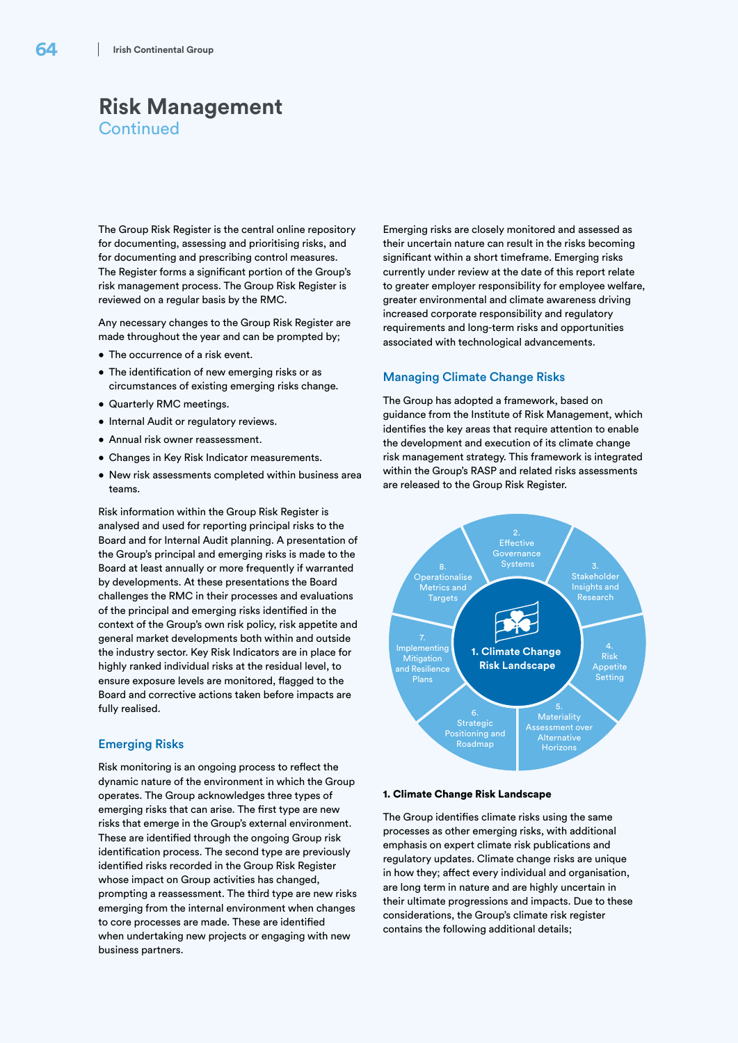# Risk Management
Continued

The Group Risk Register is the central online repository for documenting, assessing and prioritising risks, and for documenting and prescribing control measures. The Register forms a significant portion of the Group's risk management process. The Group Risk Register is reviewed on a regular basis by the RMC.

Any necessary changes to the Group Risk Register are made throughout the year and can be prompted by;

- The occurrence of a risk event.
- The identification of new emerging risks or as circumstances of existing emerging risks change.
- Quarterly RMC meetings.
- Internal Audit or regulatory reviews.
- Annual risk owner reassessment.
- Changes in Key Risk Indicator measurements.
- New risk assessments completed within business area teams.

Risk information within the Group Risk Register is analysed and used for reporting principal risks to the Board and for Internal Audit planning. A presentation of the Group's principal and emerging risks is made to the Board at least annually or more frequently if warranted by developments. At these presentations the Board challenges the RMC in their processes and evaluations of the principal and emerging risks identified in the context of the Group's own risk policy, risk appetite and general market developments both within and outside the industry sector. Key Risk Indicators are in place for highly ranked individual risks at the residual level, to ensure exposure levels are monitored, flagged to the Board and corrective actions taken before impacts are fully realised.

## Emerging Risks

Risk monitoring is an ongoing process to reflect the dynamic nature of the environment in which the Group operates. The Group acknowledges three types of emerging risks that can arise. The first type are new risks that emerge in the Group's external environment. These are identified through the ongoing Group risk identification process. The second type are previously identified risks recorded in the Group Risk Register whose impact on Group activities has changed, prompting a reassessment. The third type are new risks emerging from the internal environment when changes to core processes are made. These are identified when undertaking new projects or engaging with new business partners.

Emerging risks are closely monitored and assessed as their uncertain nature can result in the risks becoming significant within a short timeframe. Emerging risks currently under review at the date of this report relate to greater employer responsibility for employee welfare, greater environmental and climate awareness driving increased corporate responsibility and regulatory requirements and long-term risks and opportunities associated with technological advancements.

## Managing Climate Change Risks

The Group has adopted a framework, based on guidance from the Institute of Risk Management, which identifies the key areas that require attention to enable the development and execution of its climate change risk management strategy. This framework is integrated within the Group's RASP and related risks assessments are released to the Group Risk Register.

1. Climate Change Risk Landscape
2. Effective Governance Systems
3. Stakeholder Insights and Research
4. Risk Appetite Setting
5. Materiality Assessment over Alternative Horizons
6. Strategic Positioning and Roadmap
7. Implementing Mitigation and Resilience Plans
8. Operationalise Metrics and Targets

**1. Climate Change Risk Landscape**

The Group identifies climate risks using the same processes as other emerging risks, with additional emphasis on expert climate risk publications and regulatory updates. Climate change risks are unique in how they; affect every individual and organisation, are long term in nature and are highly uncertain in their ultimate progressions and impacts. Due to these considerations, the Group's climate risk register contains the following additional details;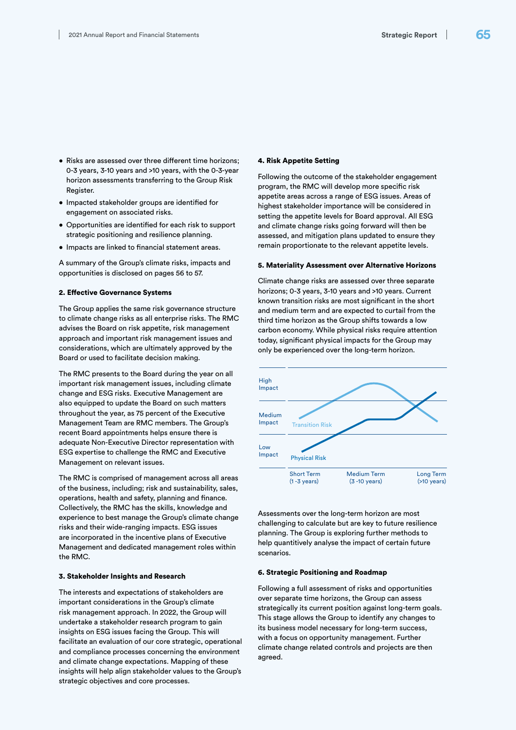- Risks are assessed over three different time horizons; 0-3 years, 3-10 years and >10 years, with the 0-3-year horizon assessments transferring to the Group Risk Register.
- Impacted stakeholder groups are identified for engagement on associated risks.
- Opportunities are identified for each risk to support strategic positioning and resilience planning.
- Impacts are linked to financial statement areas.

A summary of the Group's climate risks, impacts and opportunities is disclosed on pages 56 to 57.

#### 2. Effective Governance Systems

The Group applies the same risk governance structure to climate change risks as all enterprise risks. The RMC advises the Board on risk appetite, risk management approach and important risk management issues and considerations, which are ultimately approved by the Board or used to facilitate decision making.

The RMC presents to the Board during the year on all important risk management issues, including climate change and ESG risks. Executive Management are also equipped to update the Board on such matters throughout the year, as 75 percent of the Executive Management Team are RMC members. The Group's recent Board appointments helps ensure there is adequate Non-Executive Director representation with ESG expertise to challenge the RMC and Executive Management on relevant issues.

The RMC is comprised of management across all areas of the business, including; risk and sustainability, sales, operations, health and safety, planning and finance. Collectively, the RMC has the skills, knowledge and experience to best manage the Group's climate change risks and their wide-ranging impacts. ESG issues are incorporated in the incentive plans of Executive Management and dedicated management roles within the RMC.

#### 3. Stakeholder Insights and Research

The interests and expectations of stakeholders are important considerations in the Group's climate risk management approach. In 2022, the Group will undertake a stakeholder research program to gain insights on ESG issues facing the Group. This will facilitate an evaluation of our core strategic, operational and compliance processes concerning the environment and climate change expectations. Mapping of these insights will help align stakeholder values to the Group's strategic objectives and core processes.

#### 4. Risk Appetite Setting

Following the outcome of the stakeholder engagement program, the RMC will develop more specific risk appetite areas across a range of ESG issues. Areas of highest stakeholder importance will be considered in setting the appetite levels for Board approval. All ESG and climate change risks going forward will then be assessed, and mitigation plans updated to ensure they remain proportionate to the relevant appetite levels.

#### 5. Materiality Assessment over Alternative Horizons

Climate change risks are assessed over three separate horizons; 0-3 years, 3-10 years and >10 years. Current known transition risks are most significant in the short and medium term and are expected to curtail from the third time horizon as the Group shifts towards a low carbon economy. While physical risks require attention today, significant physical impacts for the Group may only be experienced over the long-term horizon.

High Impact | Medium Impact | Low Impact

Transition Risk | Physical Risk

Short Term (1 -3 years) | Medium Term (3 -10 years) | Long Term (>10 years)

Assessments over the long-term horizon are most challenging to calculate but are key to future resilience planning. The Group is exploring further methods to help quantitively analyse the impact of certain future scenarios.

#### 6. Strategic Positioning and Roadmap

Following a full assessment of risks and opportunities over separate time horizons, the Group can assess strategically its current position against long-term goals. This stage allows the Group to identify any changes to its business model necessary for long-term success, with a focus on opportunity management. Further climate change related controls and projects are then agreed.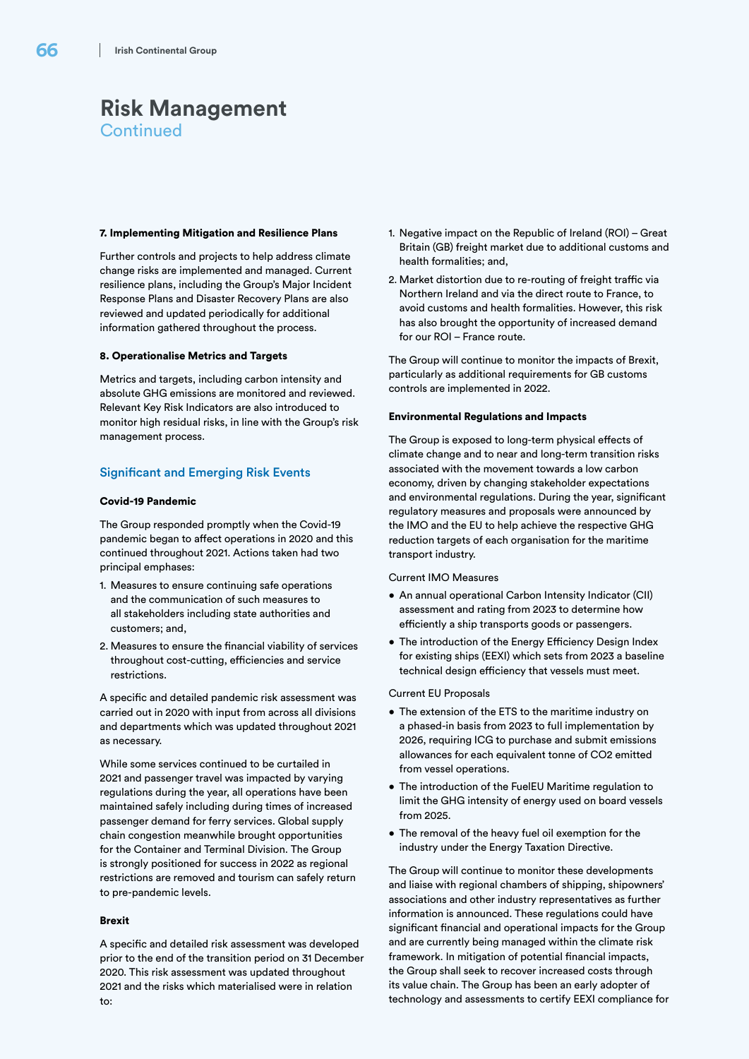# Risk Management
Continued

#### 7. Implementing Mitigation and Resilience Plans

Further controls and projects to help address climate change risks are implemented and managed. Current resilience plans, including the Group's Major Incident Response Plans and Disaster Recovery Plans are also reviewed and updated periodically for additional information gathered throughout the process.

#### 8. Operationalise Metrics and Targets

Metrics and targets, including carbon intensity and absolute GHG emissions are monitored and reviewed. Relevant Key Risk Indicators are also introduced to monitor high residual risks, in line with the Group's risk management process.

## Significant and Emerging Risk Events

#### Covid-19 Pandemic

The Group responded promptly when the Covid-19 pandemic began to affect operations in 2020 and this continued throughout 2021. Actions taken had two principal emphases:

1. Measures to ensure continuing safe operations and the communication of such measures to all stakeholders including state authorities and customers; and,
2. Measures to ensure the financial viability of services throughout cost-cutting, efficiencies and service restrictions.

A specific and detailed pandemic risk assessment was carried out in 2020 with input from across all divisions and departments which was updated throughout 2021 as necessary.

While some services continued to be curtailed in 2021 and passenger travel was impacted by varying regulations during the year, all operations have been maintained safely including during times of increased passenger demand for ferry services. Global supply chain congestion meanwhile brought opportunities for the Container and Terminal Division. The Group is strongly positioned for success in 2022 as regional restrictions are removed and tourism can safely return to pre-pandemic levels.

#### Brexit

A specific and detailed risk assessment was developed prior to the end of the transition period on 31 December 2020. This risk assessment was updated throughout 2021 and the risks which materialised were in relation to:

1. Negative impact on the Republic of Ireland (ROI) – Great Britain (GB) freight market due to additional customs and health formalities; and,
2. Market distortion due to re-routing of freight traffic via Northern Ireland and via the direct route to France, to avoid customs and health formalities. However, this risk has also brought the opportunity of increased demand for our ROI – France route.

The Group will continue to monitor the impacts of Brexit, particularly as additional requirements for GB customs controls are implemented in 2022.

#### Environmental Regulations and Impacts

The Group is exposed to long-term physical effects of climate change and to near and long-term transition risks associated with the movement towards a low carbon economy, driven by changing stakeholder expectations and environmental regulations. During the year, significant regulatory measures and proposals were announced by the IMO and the EU to help achieve the respective GHG reduction targets of each organisation for the maritime transport industry.

Current IMO Measures

- An annual operational Carbon Intensity Indicator (CII) assessment and rating from 2023 to determine how efficiently a ship transports goods or passengers.
- The introduction of the Energy Efficiency Design Index for existing ships (EEXI) which sets from 2023 a baseline technical design efficiency that vessels must meet.

Current EU Proposals

- The extension of the ETS to the maritime industry on a phased-in basis from 2023 to full implementation by 2026, requiring ICG to purchase and submit emissions allowances for each equivalent tonne of CO2 emitted from vessel operations.
- The introduction of the FuelEU Maritime regulation to limit the GHG intensity of energy used on board vessels from 2025.
- The removal of the heavy fuel oil exemption for the industry under the Energy Taxation Directive.

The Group will continue to monitor these developments and liaise with regional chambers of shipping, shipowners' associations and other industry representatives as further information is announced. These regulations could have significant financial and operational impacts for the Group and are currently being managed within the climate risk framework. In mitigation of potential financial impacts, the Group shall seek to recover increased costs through its value chain. The Group has been an early adopter of technology and assessments to certify EEXI compliance for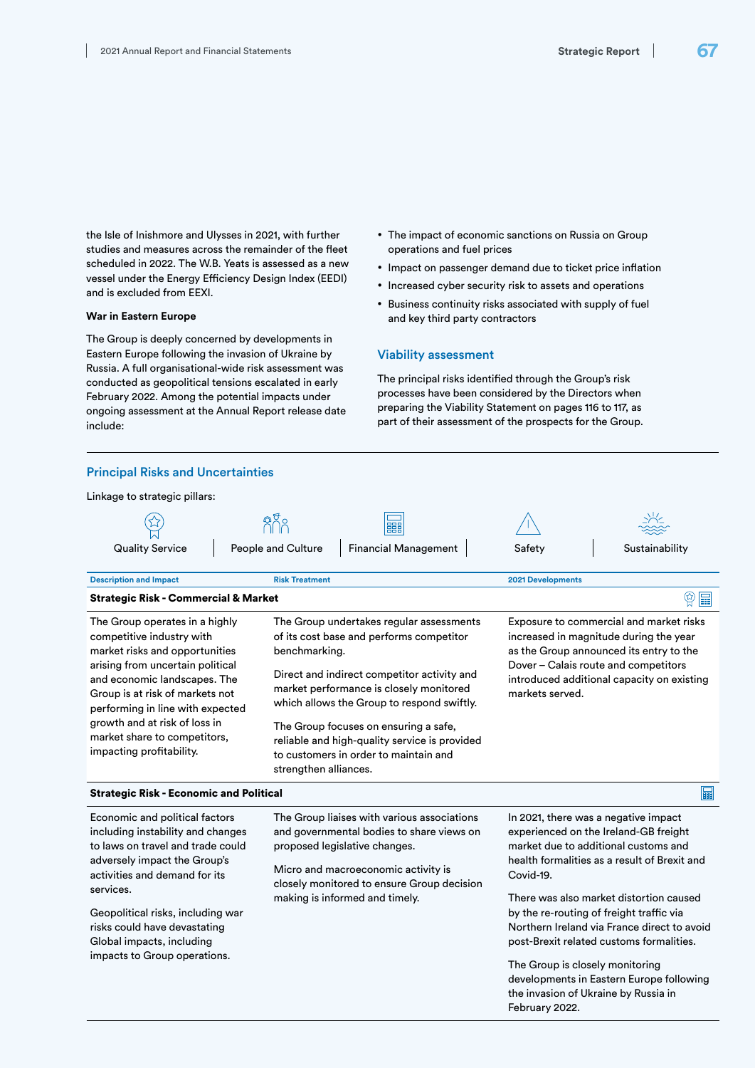the Isle of Inishmore and Ulysses in 2021, with further studies and measures across the remainder of the fleet scheduled in 2022. The W.B. Yeats is assessed as a new vessel under the Energy Efficiency Design Index (EEDI) and is excluded from EEXI.

**War in Eastern Europe**

The Group is deeply concerned by developments in Eastern Europe following the invasion of Ukraine by Russia. A full organisational-wide risk assessment was conducted as geopolitical tensions escalated in early February 2022. Among the potential impacts under ongoing assessment at the Annual Report release date include:

- The impact of economic sanctions on Russia on Group operations and fuel prices
- Impact on passenger demand due to ticket price inflation
- Increased cyber security risk to assets and operations
- Business continuity risks associated with supply of fuel and key third party contractors

### Viability assessment

The principal risks identified through the Group's risk processes have been considered by the Directors when preparing the Viability Statement on pages 116 to 117, as part of their assessment of the prospects for the Group.

## Principal Risks and Uncertainties

Linkage to strategic pillars:

Quality Service | People and Culture | Financial Management | Safety | Sustainability

| Description and Impact | Risk Treatment | 2021 Developments |
|---|---|---|
| **Strategic Risk - Commercial & Market** | | |
| The Group operates in a highly competitive industry with market risks and opportunities arising from uncertain political and economic landscapes. The Group is at risk of markets not performing in line with expected growth and at risk of loss in market share to competitors, impacting profitability. | The Group undertakes regular assessments of its cost base and performs competitor benchmarking.<br><br>Direct and indirect competitor activity and market performance is closely monitored which allows the Group to respond swiftly.<br><br>The Group focuses on ensuring a safe, reliable and high-quality service is provided to customers in order to maintain and strengthen alliances. | Exposure to commercial and market risks increased in magnitude during the year as the Group announced its entry to the Dover – Calais route and competitors introduced additional capacity on existing markets served. |
| **Strategic Risk - Economic and Political** | | |
| Economic and political factors including instability and changes to laws on travel and trade could adversely impact the Group's activities and demand for its services.<br><br>Geopolitical risks, including war risks could have devastating Global impacts, including impacts to Group operations. | The Group liaises with various associations and governmental bodies to share views on proposed legislative changes.<br><br>Micro and macroeconomic activity is closely monitored to ensure Group decision making is informed and timely. | In 2021, there was a negative impact experienced on the Ireland-GB freight market due to additional customs and health formalities as a result of Brexit and Covid-19.<br><br>There was also market distortion caused by the re-routing of freight traffic via Northern Ireland via France direct to avoid post-Brexit related customs formalities.<br><br>The Group is closely monitoring developments in Eastern Europe following the invasion of Ukraine by Russia in February 2022. |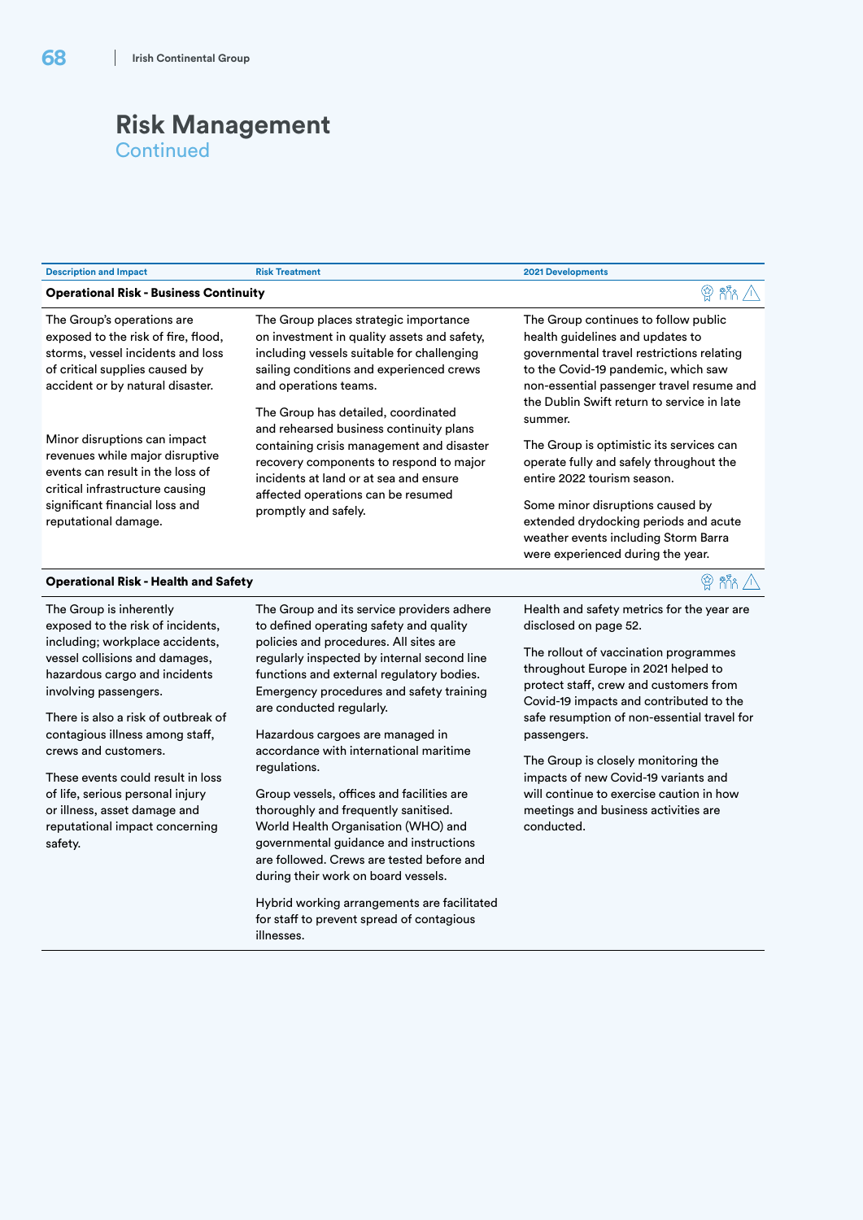# Risk Management
Continued

| Description and Impact | Risk Treatment | 2021 Developments |
|---|---|---|
| **Operational Risk - Business Continuity** | | |
| The Group's operations are exposed to the risk of fire, flood, storms, vessel incidents and loss of critical supplies caused by accident or by natural disaster.<br><br>Minor disruptions can impact revenues while major disruptive events can result in the loss of critical infrastructure causing significant financial loss and reputational damage. | The Group places strategic importance on investment in quality assets and safety, including vessels suitable for challenging sailing conditions and experienced crews and operations teams.<br><br>The Group has detailed, coordinated and rehearsed business continuity plans containing crisis management and disaster recovery components to respond to major incidents at land or at sea and ensure affected operations can be resumed promptly and safely. | The Group continues to follow public health guidelines and updates to governmental travel restrictions relating to the Covid-19 pandemic, which saw non-essential passenger travel resume and the Dublin Swift return to service in late summer.<br><br>The Group is optimistic its services can operate fully and safely throughout the entire 2022 tourism season.<br><br>Some minor disruptions caused by extended drydocking periods and acute weather events including Storm Barra were experienced during the year. |
| **Operational Risk - Health and Safety** | | |
| The Group is inherently exposed to the risk of incidents, including; workplace accidents, vessel collisions and damages, hazardous cargo and incidents involving passengers.<br><br>There is also a risk of outbreak of contagious illness among staff, crews and customers.<br><br>These events could result in loss of life, serious personal injury or illness, asset damage and reputational impact concerning safety. | The Group and its service providers adhere to defined operating safety and quality policies and procedures. All sites are regularly inspected by internal second line functions and external regulatory bodies. Emergency procedures and safety training are conducted regularly.<br><br>Hazardous cargoes are managed in accordance with international maritime regulations.<br><br>Group vessels, offices and facilities are thoroughly and frequently sanitised. World Health Organisation (WHO) and governmental guidance and instructions are followed. Crews are tested before and during their work on board vessels.<br><br>Hybrid working arrangements are facilitated for staff to prevent spread of contagious illnesses. | Health and safety metrics for the year are disclosed on page 52.<br><br>The rollout of vaccination programmes throughout Europe in 2021 helped to protect staff, crew and customers from Covid-19 impacts and contributed to the safe resumption of non-essential travel for passengers.<br><br>The Group is closely monitoring the impacts of new Covid-19 variants and will continue to exercise caution in how meetings and business activities are conducted. |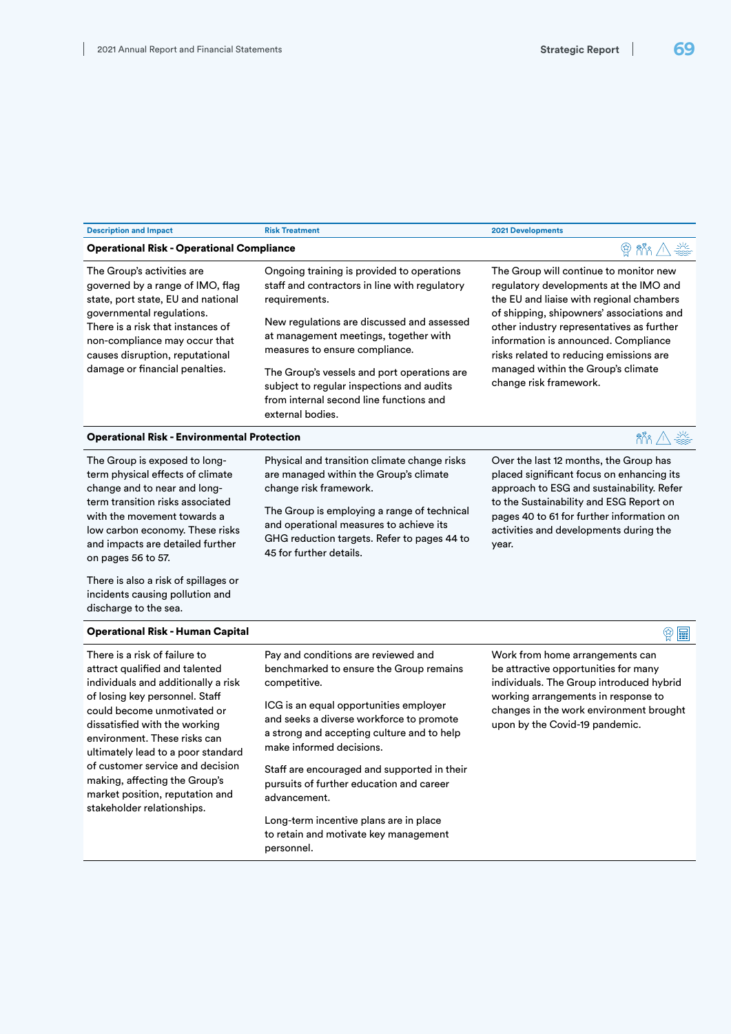| Description and Impact | Risk Treatment | 2021 Developments |
|---|---|---|
| **Operational Risk - Operational Compliance** | | |
| The Group's activities are governed by a range of IMO, flag state, port state, EU and national governmental regulations. There is a risk that instances of non-compliance may occur that causes disruption, reputational damage or financial penalties. | Ongoing training is provided to operations staff and contractors in line with regulatory requirements.<br><br>New regulations are discussed and assessed at management meetings, together with measures to ensure compliance.<br><br>The Group's vessels and port operations are subject to regular inspections and audits from internal second line functions and external bodies. | The Group will continue to monitor new regulatory developments at the IMO and the EU and liaise with regional chambers of shipping, shipowners' associations and other industry representatives as further information is announced. Compliance risks related to reducing emissions are managed within the Group's climate change risk framework. |
| **Operational Risk - Environmental Protection** | | |
| The Group is exposed to long-term physical effects of climate change and to near and long-term transition risks associated with the movement towards a low carbon economy. These risks and impacts are detailed further on pages 56 to 57.<br><br>There is also a risk of spillages or incidents causing pollution and discharge to the sea. | Physical and transition climate change risks are managed within the Group's climate change risk framework.<br><br>The Group is employing a range of technical and operational measures to achieve its GHG reduction targets. Refer to pages 44 to 45 for further details. | Over the last 12 months, the Group has placed significant focus on enhancing its approach to ESG and sustainability. Refer to the Sustainability and ESG Report on pages 40 to 61 for further information on activities and developments during the year. |
| **Operational Risk - Human Capital** | | |
| There is a risk of failure to attract qualified and talented individuals and additionally a risk of losing key personnel. Staff could become unmotivated or dissatisfied with the working environment. These risks can ultimately lead to a poor standard of customer service and decision making, affecting the Group's market position, reputation and stakeholder relationships. | Pay and conditions are reviewed and benchmarked to ensure the Group remains competitive.<br><br>ICG is an equal opportunities employer and seeks a diverse workforce to promote a strong and accepting culture and to help make informed decisions.<br><br>Staff are encouraged and supported in their pursuits of further education and career advancement.<br><br>Long-term incentive plans are in place to retain and motivate key management personnel. | Work from home arrangements can be attractive opportunities for many individuals. The Group introduced hybrid working arrangements in response to changes in the work environment brought upon by the Covid-19 pandemic. |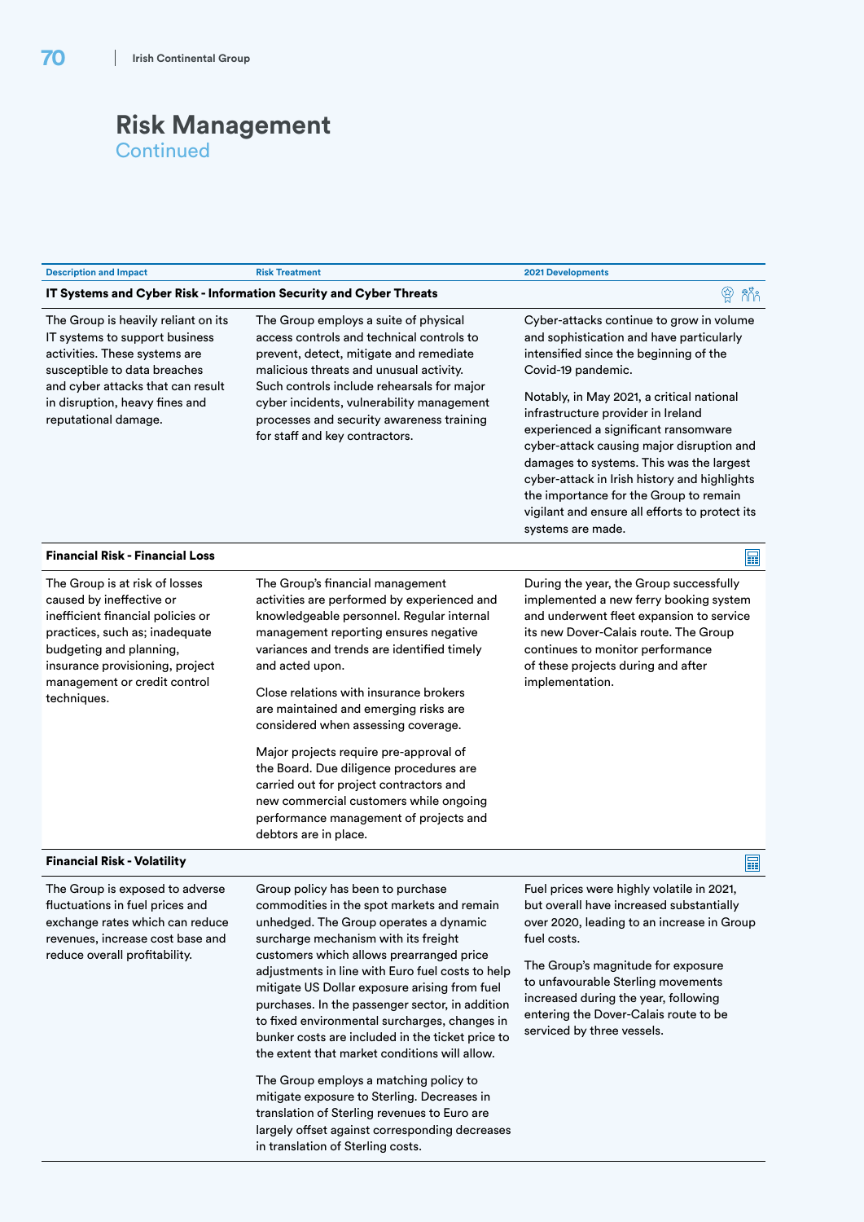# Risk Management

Continued

| Description and Impact | Risk Treatment | 2021 Developments |
|---|---|---|
| **IT Systems and Cyber Risk - Information Security and Cyber Threats** | | |
| The Group is heavily reliant on its IT systems to support business activities. These systems are susceptible to data breaches and cyber attacks that can result in disruption, heavy fines and reputational damage. | The Group employs a suite of physical access controls and technical controls to prevent, detect, mitigate and remediate malicious threats and unusual activity. Such controls include rehearsals for major cyber incidents, vulnerability management processes and security awareness training for staff and key contractors. | Cyber-attacks continue to grow in volume and sophistication and have particularly intensified since the beginning of the Covid-19 pandemic.<br><br>Notably, in May 2021, a critical national infrastructure provider in Ireland experienced a significant ransomware cyber-attack causing major disruption and damages to systems. This was the largest cyber-attack in Irish history and highlights the importance for the Group to remain vigilant and ensure all efforts to protect its systems are made. |
| **Financial Risk - Financial Loss** | | |
| The Group is at risk of losses caused by ineffective or inefficient financial policies or practices, such as; inadequate budgeting and planning, insurance provisioning, project management or credit control techniques. | The Group's financial management activities are performed by experienced and knowledgeable personnel. Regular internal management reporting ensures negative variances and trends are identified timely and acted upon.<br><br>Close relations with insurance brokers are maintained and emerging risks are considered when assessing coverage.<br><br>Major projects require pre-approval of the Board. Due diligence procedures are carried out for project contractors and new commercial customers while ongoing performance management of projects and debtors are in place. | During the year, the Group successfully implemented a new ferry booking system and underwent fleet expansion to service its new Dover-Calais route. The Group continues to monitor performance of these projects during and after implementation. |
| **Financial Risk - Volatility** | | |
| The Group is exposed to adverse fluctuations in fuel prices and exchange rates which can reduce revenues, increase cost base and reduce overall profitability. | Group policy has been to purchase commodities in the spot markets and remain unhedged. The Group operates a dynamic surcharge mechanism with its freight customers which allows prearranged price adjustments in line with Euro fuel costs to help mitigate US Dollar exposure arising from fuel purchases. In the passenger sector, in addition to fixed environmental surcharges, changes in bunker costs are included in the ticket price to the extent that market conditions will allow.<br><br>The Group employs a matching policy to mitigate exposure to Sterling. Decreases in translation of Sterling revenues to Euro are largely offset against corresponding decreases in translation of Sterling costs. | Fuel prices were highly volatile in 2021, but overall have increased substantially over 2020, leading to an increase in Group fuel costs.<br><br>The Group's magnitude for exposure to unfavourable Sterling movements increased during the year, following entering the Dover-Calais route to be serviced by three vessels. |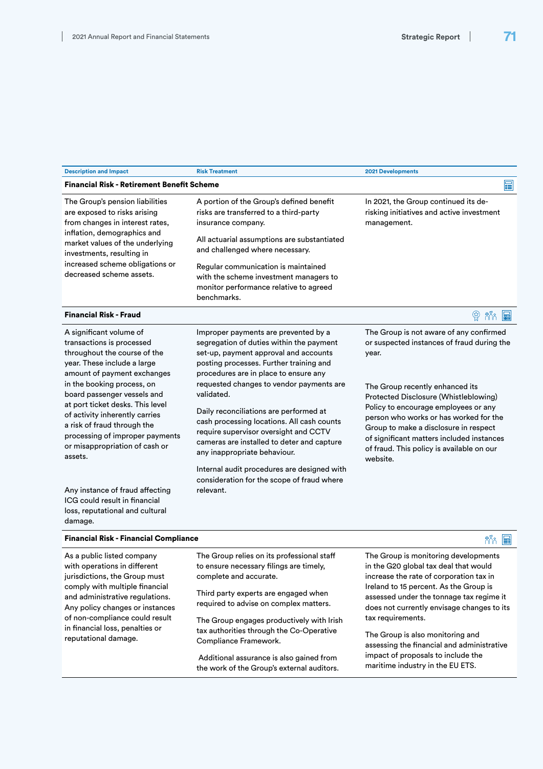| Description and Impact | Risk Treatment | 2021 Developments |
|---|---|---|
| **Financial Risk - Retirement Benefit Scheme** | | |
| The Group's pension liabilities are exposed to risks arising from changes in interest rates, inflation, demographics and market values of the underlying investments, resulting in increased scheme obligations or decreased scheme assets. | A portion of the Group's defined benefit risks are transferred to a third-party insurance company.<br><br>All actuarial assumptions are substantiated and challenged where necessary.<br><br>Regular communication is maintained with the scheme investment managers to monitor performance relative to agreed benchmarks. | In 2021, the Group continued its de-risking initiatives and active investment management. |
| **Financial Risk - Fraud** | | |
| A significant volume of transactions is processed throughout the course of the year. These include a large amount of payment exchanges in the booking process, on board passenger vessels and at port ticket desks. This level of activity inherently carries a risk of fraud through the processing of improper payments or misappropriation of cash or assets.<br><br>Any instance of fraud affecting ICG could result in financial loss, reputational and cultural damage. | Improper payments are prevented by a segregation of duties within the payment set-up, payment approval and accounts posting processes. Further training and procedures are in place to ensure any requested changes to vendor payments are validated.<br><br>Daily reconciliations are performed at cash processing locations. All cash counts require supervisor oversight and CCTV cameras are installed to deter and capture any inappropriate behaviour.<br><br>Internal audit procedures are designed with consideration for the scope of fraud where relevant. | The Group is not aware of any confirmed or suspected instances of fraud during the year.<br><br>The Group recently enhanced its Protected Disclosure (Whistleblowing) Policy to encourage employees or any person who works or has worked for the Group to make a disclosure in respect of significant matters included instances of fraud. This policy is available on our website. |
| **Financial Risk - Financial Compliance** | | |
| As a public listed company with operations in different jurisdictions, the Group must comply with multiple financial and administrative regulations. Any policy changes or instances of non-compliance could result in financial loss, penalties or reputational damage. | The Group relies on its professional staff to ensure necessary filings are timely, complete and accurate.<br><br>Third party experts are engaged when required to advise on complex matters.<br><br>The Group engages productively with Irish tax authorities through the Co-Operative Compliance Framework.<br><br>Additional assurance is also gained from the work of the Group's external auditors. | The Group is monitoring developments in the G20 global tax deal that would increase the rate of corporation tax in Ireland to 15 percent. As the Group is assessed under the tonnage tax regime it does not currently envisage changes to its tax requirements.<br><br>The Group is also monitoring and assessing the financial and administrative impact of proposals to include the maritime industry in the EU ETS. |